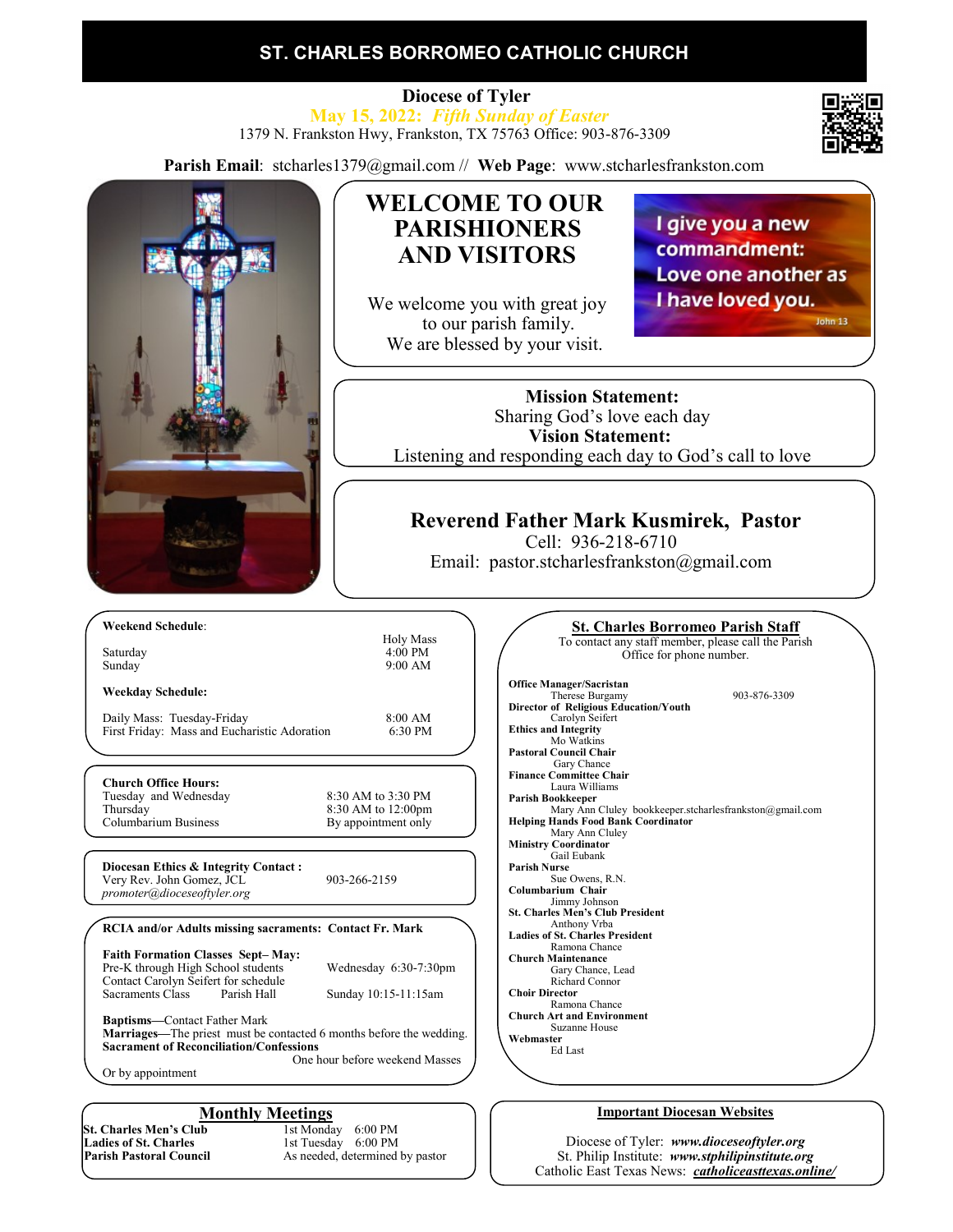# ST. CHARLES BORROMEO CATHOLIC CHURCH

**Diocese of Tyler**

***May 15, 2022: Fifth Sunday of Easter***

1379 N. Frankston Hwy, Frankston, TX 75763 Office: 903-876-3309

**Parish Email**: stcharles1379@gmail.com // **Web Page**: www.stcharlesfrankston.com

## WELCOME TO OUR PARISHIONERS AND VISITORS

We welcome you with great joy to our parish family.
We are blessed by your visit.

I give you a new commandment: Love one another as I have loved you. John 13

**Mission Statement:**
Sharing God's love each day
**Vision Statement:**
Listening and responding each day to God's call to love

## Reverend Father Mark Kusmirek, Pastor

Cell: 936-218-6710
Email: pastor.stcharlesfrankston@gmail.com

**Weekend Schedule**:

| | Holy Mass |
|---|---|
| Saturday | 4:00 PM |
| Sunday | 9:00 AM |

**Weekday Schedule:**

| | |
|---|---|
| Daily Mass: Tuesday-Friday | 8:00 AM |
| First Friday: Mass and Eucharistic Adoration | 6:30 PM |

**Church Office Hours:**

| | |
|---|---|
| Tuesday and Wednesday | 8:30 AM to 3:30 PM |
| Thursday | 8:30 AM to 12:00pm |
| Columbarium Business | By appointment only |

**Diocesan Ethics & Integrity Contact :**
Very Rev. John Gomez, JCL — 903-266-2159
*promoter@dioceseoftyler.org*

**RCIA and/or Adults missing sacraments: Contact Fr. Mark**

**Faith Formation Classes Sept– May:**
Pre-K through High School students — Wednesday 6:30-7:30pm
Contact Carolyn Seifert for schedule
Sacraments Class — Parish Hall — Sunday 10:15-11:15am

**Baptisms**—Contact Father Mark
**Marriages**—The priest must be contacted 6 months before the wedding.
**Sacrament of Reconciliation/Confessions**
One hour before weekend Masses
Or by appointment

## Monthly Meetings

| | |
|---|---|
| **St. Charles Men's Club** | 1st Monday 6:00 PM |
| **Ladies of St. Charles** | 1st Tuesday 6:00 PM |
| **Parish Pastoral Council** | As needed, determined by pastor |

## St. Charles Borromeo Parish Staff

To contact any staff member, please call the Parish Office for phone number.

**Office Manager/Sacristan**
Therese Burgamy — 903-876-3309
**Director of Religious Education/Youth**
Carolyn Seifert
**Ethics and Integrity**
Mo Watkins
**Pastoral Council Chair**
Gary Chance
**Finance Committee Chair**
Laura Williams
**Parish Bookkeeper**
Mary Ann Cluley bookkeeper.stcharlesfrankston@gmail.com
**Helping Hands Food Bank Coordinator**
Mary Ann Cluley
**Ministry Coordinator**
Gail Eubank
**Parish Nurse**
Sue Owens, R.N.
**Columbarium Chair**
Jimmy Johnson
**St. Charles Men's Club President**
Anthony Vrba
**Ladies of St. Charles President**
Ramona Chance
**Church Maintenance**
Gary Chance, Lead
Richard Connor
**Choir Director**
Ramona Chance
**Church Art and Environment**
Suzanne House
**Webmaster**
Ed Last

## Important Diocesan Websites

Diocese of Tyler: ***www.dioceseoftyler.org***
St. Philip Institute: ***www.stphilipinstitute.org***
Catholic East Texas News: ***catholiceasttexas.online/***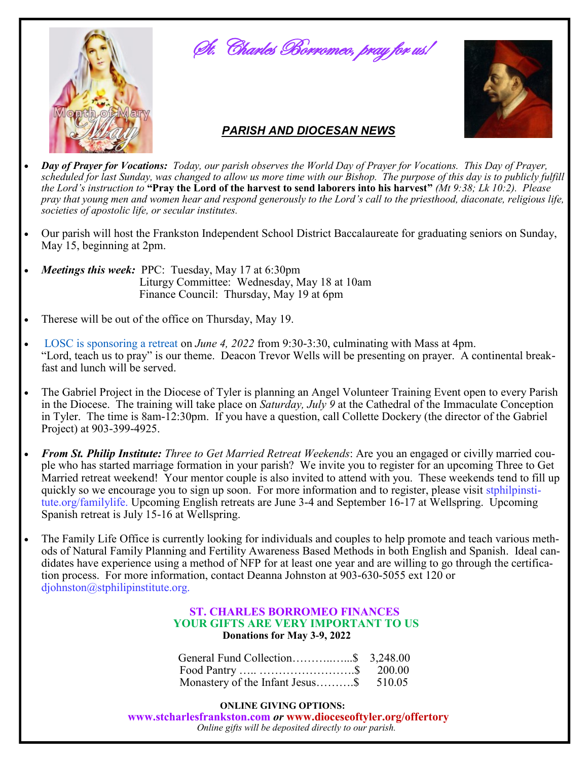*St. Charles Borromeo, pray for us!*

## *PARISH AND DIOCESAN NEWS*

- ***Day of Prayer for Vocations:*** *Today, our parish observes the World Day of Prayer for Vocations. This Day of Prayer, scheduled for last Sunday, was changed to allow us more time with our Bishop. The purpose of this day is to publicly fulfill the Lord's instruction to* **"Pray the Lord of the harvest to send laborers into his harvest"** *(Mt 9:38; Lk 10:2). Please pray that young men and women hear and respond generously to the Lord's call to the priesthood, diaconate, religious life, societies of apostolic life, or secular institutes.*

- Our parish will host the Frankston Independent School District Baccalaureate for graduating seniors on Sunday, May 15, beginning at 2pm.

- ***Meetings this week:*** PPC: Tuesday, May 17 at 6:30pm
  Liturgy Committee: Wednesday, May 18 at 10am
  Finance Council: Thursday, May 19 at 6pm

- Therese will be out of the office on Thursday, May 19.

- LOSC is sponsoring a retreat on *June 4, 2022* from 9:30-3:30, culminating with Mass at 4pm. "Lord, teach us to pray" is our theme. Deacon Trevor Wells will be presenting on prayer. A continental breakfast and lunch will be served.

- The Gabriel Project in the Diocese of Tyler is planning an Angel Volunteer Training Event open to every Parish in the Diocese. The training will take place on *Saturday, July 9* at the Cathedral of the Immaculate Conception in Tyler. The time is 8am-12:30pm. If you have a question, call Collette Dockery (the director of the Gabriel Project) at 903-399-4925.

- ***From St. Philip Institute:*** *Three to Get Married Retreat Weekends*: Are you an engaged or civilly married couple who has started marriage formation in your parish? We invite you to register for an upcoming Three to Get Married retreat weekend! Your mentor couple is also invited to attend with you. These weekends tend to fill up quickly so we encourage you to sign up soon. For more information and to register, please visit stphilpinstitute.org/familylife. Upcoming English retreats are June 3-4 and September 16-17 at Wellspring. Upcoming Spanish retreat is July 15-16 at Wellspring.

- The Family Life Office is currently looking for individuals and couples to help promote and teach various methods of Natural Family Planning and Fertility Awareness Based Methods in both English and Spanish. Ideal candidates have experience using a method of NFP for at least one year and are willing to go through the certification process. For more information, contact Deanna Johnston at 903-630-5055 ext 120 or djohnston@stphilipinstitute.org.

**ST. CHARLES BORROMEO FINANCES**
**YOUR GIFTS ARE VERY IMPORTANT TO US**
**Donations for May 3-9, 2022**

| | |
|---|---|
| General Fund Collection………..…...$ | 3,248.00 |
| Food Pantry ….. …………………….$ | 200.00 |
| Monastery of the Infant Jesus……….$ | 510.05 |

**ONLINE GIVING OPTIONS:**
**www.stcharlesfrankston.com** ***or*** **www.dioceseoftyler.org/offertory**
*Online gifts will be deposited directly to our parish.*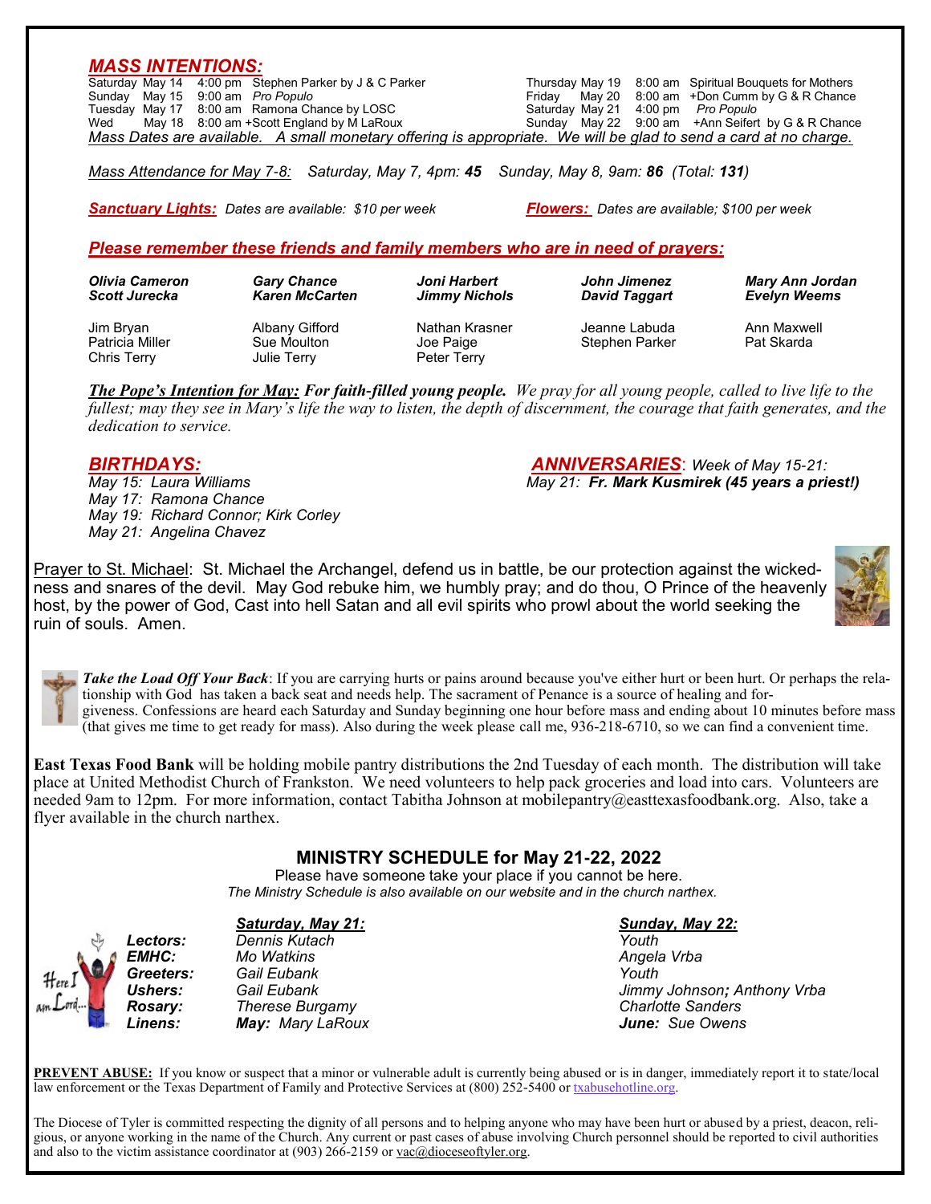## *MASS INTENTIONS:*

| | | | |
|---|---|---|---|
| Saturday | May 14 | 4:00 pm | Stephen Parker by J & C Parker |
| Sunday | May 15 | 9:00 am | *Pro Populo* |
| Tuesday | May 17 | 8:00 am | Ramona Chance by LOSC |
| Wed | May 18 | 8:00 am | +Scott England by M LaRoux |
| Thursday | May 19 | 8:00 am | Spiritual Bouquets for Mothers |
| Friday | May 20 | 8:00 am | +Don Cumm by G & R Chance |
| Saturday | May 21 | 4:00 pm | *Pro Populo* |
| Sunday | May 22 | 9:00 am | +Ann Seifert by G & R Chance |

*Mass Dates are available. A small monetary offering is appropriate. We will be glad to send a card at no charge.*

*Mass Attendance for May 7-8: Saturday, May 7, 4pm: **45** Sunday, May 8, 9am: **86** (Total: **131**)*

***Sanctuary Lights:*** *Dates are available: $10 per week*

***Flowers:*** *Dates are available; $100 per week*

## *Please remember these friends and family members who are in need of prayers:*

***Olivia Cameron*** ***Scott Jurecka*** ***Gary Chance*** ***Karen McCarten*** ***Joni Harbert*** ***Jimmy Nichols*** ***John Jimenez*** ***David Taggart*** ***Mary Ann Jordan*** ***Evelyn Weems***

Jim Bryan, Patricia Miller, Chris Terry, Albany Gifford, Sue Moulton, Julie Terry, Nathan Krasner, Joe Paige, Peter Terry, Jeanne Labuda, Stephen Parker, Ann Maxwell, Pat Skarda

***The Pope's Intention for May:*** ***For faith-filled young people.*** *We pray for all young people, called to live life to the fullest; may they see in Mary's life the way to listen, the depth of discernment, the courage that faith generates, and the dedication to service.*

## *BIRTHDAYS:*

*May 15: Laura Williams*
*May 17: Ramona Chance*
*May 19: Richard Connor; Kirk Corley*
*May 21: Angelina Chavez*

## *ANNIVERSARIES*: *Week of May 15-21:*

*May 21:* ***Fr. Mark Kusmirek (45 years a priest!)***

Prayer to St. Michael: St. Michael the Archangel, defend us in battle, be our protection against the wickedness and snares of the devil. May God rebuke him, we humbly pray; and do thou, O Prince of the heavenly host, by the power of God, Cast into hell Satan and all evil spirits who prowl about the world seeking the ruin of souls. Amen.

***Take the Load Off Your Back***: If you are carrying hurts or pains around because you've either hurt or been hurt. Or perhaps the relationship with God has taken a back seat and needs help. The sacrament of Penance is a source of healing and forgiveness. Confessions are heard each Saturday and Sunday beginning one hour before mass and ending about 10 minutes before mass (that gives me time to get ready for mass). Also during the week please call me, 936-218-6710, so we can find a convenient time.

**East Texas Food Bank** will be holding mobile pantry distributions the 2nd Tuesday of each month. The distribution will take place at United Methodist Church of Frankston. We need volunteers to help pack groceries and load into cars. Volunteers are needed 9am to 12pm. For more information, contact Tabitha Johnson at mobilepantry@easttexasfoodbank.org. Also, take a flyer available in the church narthex.

## MINISTRY SCHEDULE for May 21-22, 2022

Please have someone take your place if you cannot be here.
*The Ministry Schedule is also available on our website and in the church narthex.*

| | *Saturday, May 21:* | *Sunday, May 22:* |
|---|---|---|
| ***Lectors:*** | *Dennis Kutach* | *Youth* |
| ***EMHC:*** | *Mo Watkins* | *Angela Vrba* |
| ***Greeters:*** | *Gail Eubank* | *Youth* |
| ***Ushers:*** | *Gail Eubank* | *Jimmy Johnson; Anthony Vrba* |
| ***Rosary:*** | *Therese Burgamy* | *Charlotte Sanders* |
| ***Linens:*** | ***May:*** *Mary LaRoux* | ***June:*** *Sue Owens* |

**PREVENT ABUSE:** If you know or suspect that a minor or vulnerable adult is currently being abused or is in danger, immediately report it to state/local law enforcement or the Texas Department of Family and Protective Services at (800) 252-5400 or txabusehotline.org.

The Diocese of Tyler is committed respecting the dignity of all persons and to helping anyone who may have been hurt or abused by a priest, deacon, religious, or anyone working in the name of the Church. Any current or past cases of abuse involving Church personnel should be reported to civil authorities and also to the victim assistance coordinator at (903) 266-2159 or vac@dioceseoftyler.org.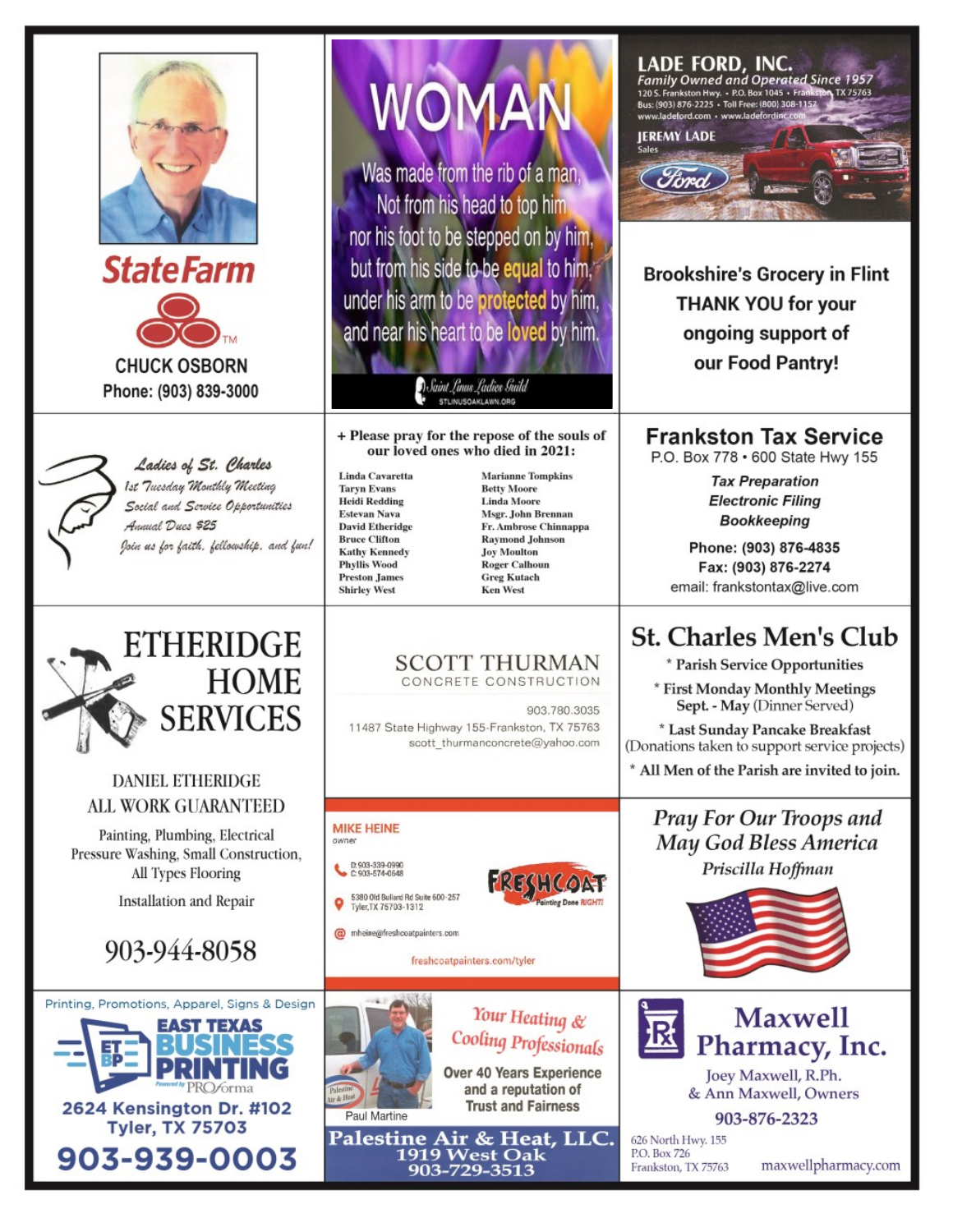**State Farm**

CHUCK OSBORN
Phone: (903) 839-3000

# WOMAN

Was made from the rib of a man,
Not from his head to top him
nor his foot to be stepped on by him,
but from his side to be equal to him,
under his arm to be protected by him,
and near his heart to be loved by him.

Saint Linus Ladies Guild
STLINUSOAKLAWN.ORG

**LADE FORD, INC.**
*Family Owned and Operated Since 1957*
120 S. Frankston Hwy. • P.O. Box 1045 • Frankston, TX 75763
Bus: (903) 876-2225 • Toll Free: (800) 308-1157
www.ladeford.com • www.ladefordinc.com
**JEREMY LADE**
Sales

Brookshire's Grocery in Flint
THANK YOU for your
ongoing support of
our Food Pantry!

*Ladies of St. Charles*
*1st Tuesday Monthly Meeting*
*Social and Service Opportunities*
*Annual Dues $25*
*Join us for faith, fellowship, and fun!*

**+ Please pray for the repose of the souls of our loved ones who died in 2021:**

| | |
|---|---|
| Linda Cavaretta | Marianne Tompkins |
| Taryn Evans | Betty Moore |
| Heidi Redding | Linda Moore |
| Estevan Nava | Msgr. John Brennan |
| David Etheridge | Fr. Ambrose Chinnappa |
| Bruce Clifton | Raymond Johnson |
| Kathy Kennedy | Joy Moulton |
| Phyllis Wood | Roger Calhoun |
| Preston James | Greg Kutach |
| Shirley West | Ken West |

**Frankston Tax Service**
P.O. Box 778 • 600 State Hwy 155
*Tax Preparation*
*Electronic Filing*
*Bookkeeping*
Phone: (903) 876-4835
Fax: (903) 876-2274
email: frankstontax@live.com

**ETHERIDGE HOME SERVICES**

DANIEL ETHERIDGE
ALL WORK GUARANTEED

Painting, Plumbing, Electrical
Pressure Washing, Small Construction,
All Types Flooring

Installation and Repair

903-944-8058

SCOTT THURMAN
CONCRETE CONSTRUCTION
903.780.3035
11487 State Highway 155-Frankston, TX 75763
scott_thurmanconcrete@yahoo.com

**St. Charles Men's Club**
* Parish Service Opportunities
* First Monday Monthly Meetings
Sept. - May (Dinner Served)
* Last Sunday Pancake Breakfast
(Donations taken to support service projects)
* All Men of the Parish are invited to join.

MIKE HEINE
owner
O: 903-339-0990
C: 903-574-0648
5380 Old Bullard Rd Suite 600-257
Tyler, TX 75703-1312
mheine@freshcoatpainters.com
FRESHCOAT
Painting Done RIGHT!
freshcoatpainters.com/tyler

*Pray For Our Troops and May God Bless America*
*Priscilla Hoffman*

Printing, Promotions, Apparel, Signs & Design
**EAST TEXAS BUSINESS PRINTING**
Powered by PROforma
2624 Kensington Dr. #102
Tyler, TX 75703
**903-939-0003**

*Your Heating & Cooling Professionals*
Over 40 Years Experience and a reputation of Trust and Fairness
Paul Martine
**Palestine Air & Heat, LLC.**
1919 West Oak
903-729-3513

**Maxwell Pharmacy, Inc.**
Joey Maxwell, R.Ph.
& Ann Maxwell, Owners
903-876-2323
626 North Hwy. 155
P.O. Box 726
Frankston, TX 75763
maxwellpharmacy.com